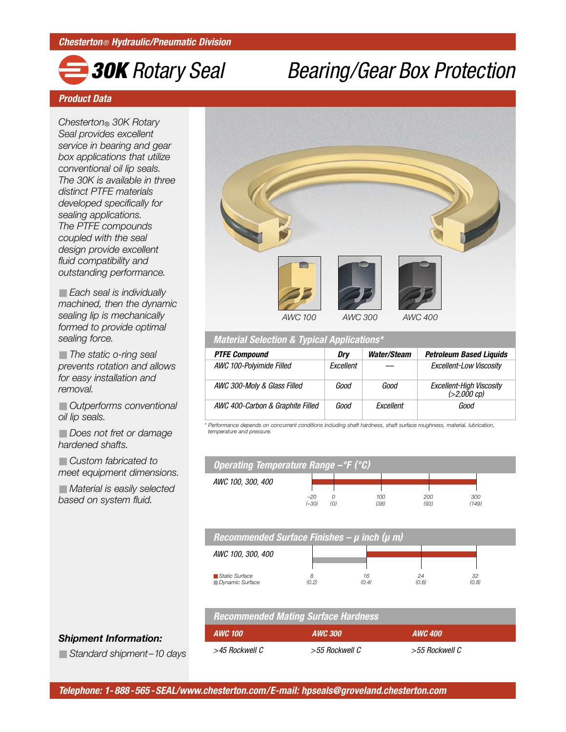Chesterton® Hydraulic/Pneumatic Division

# 30K Rotary Seal — Bearing/Gear Box Protection

## Product Data

*Chesterton® 30K Rotary Seal provides excellent service in bearing and gear box applications that utilize conventional oil lip seals. The 30K is available in three distinct PTFE materials developed specifically for sealing applications. The PTFE compounds coupled with the seal design provide excellent fluid compatibility and outstanding performance.*

- Each seal is individually machined, then the dynamic sealing lip is mechanically formed to provide optimal sealing force.
- The static o-ring seal prevents rotation and allows for easy installation and removal.
- Outperforms conventional oil lip seals.
- Does not fret or damage hardened shafts.
- Custom fabricated to meet equipment dimensions.
- Material is easily selected based on system fluid.

AWC 100 AWC 300 AWC 400

### Material Selection & Typical Applications*

| PTFE Compound | Dry | Water/Steam | Petroleum Based Liquids |
|---|---|---|---|
| AWC 100-Polyimide Filled | Excellent | — | Excellent-Low Viscosity |
| AWC 300-Moly & Glass Filled | Good | Good | Excellent-High Viscosity (>2,000 cp) |
| AWC 400-Carbon & Graphite Filled | Good | Excellent | Good |

\* Performance depends on concurrent conditions including shaft hardness, shaft surface roughness, material, lubrication, temperature and pressure.

### Operating Temperature Range –°F (°C)

AWC 100, 300, 400: –20 (–30) to 300 (149)

Scale: –20 (–30), 0 (0), 100 (38), 200 (93), 300 (149)

### Recommended Surface Finishes – μ inch (μ m)

AWC 100, 300, 400

- Static Surface: 16 (0.4) to 32 (0.8)
- Dynamic Surface: 8 (0.2) to 16 (0.4)

Scale: 8 (0.2), 16 (0.4), 24 (0.6), 32 (0.8)

### Recommended Mating Surface Hardness

| AWC 100 | AWC 300 | AWC 400 |
|---|---|---|
| >45 Rockwell C | >55 Rockwell C | >55 Rockwell C |

**Shipment Information:**

- Standard shipment–10 days

Telephone: 1-888-565-SEAL/www.chesterton.com/E-mail: hpseals@groveland.chesterton.com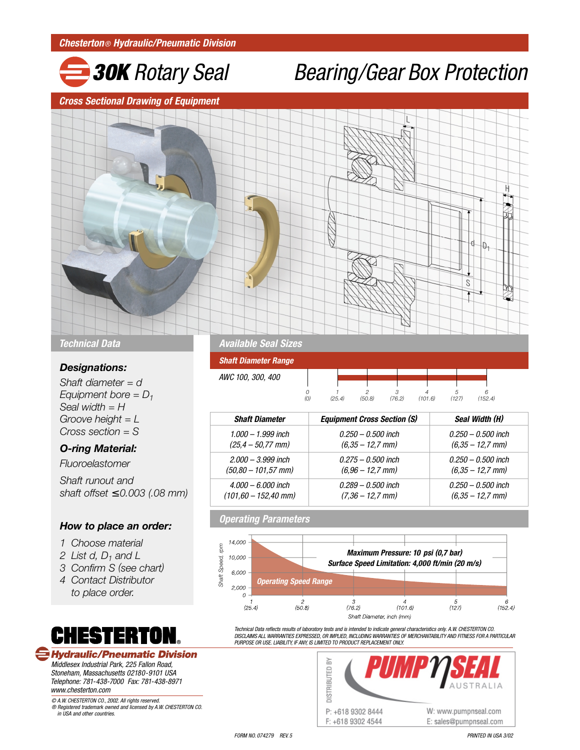Chesterton® Hydraulic/Pneumatic Division

# 30K Rotary Seal

# Bearing/Gear Box Protection

## Cross Sectional Drawing of Equipment

L

H

d

D1

S

## Technical Data

### Designations:

Shaft diameter = d
Equipment bore = $D_1$
Seal width = H
Groove height = L
Cross section = S

### O-ring Material:

Fluoroelastomer

Shaft runout and shaft offset ≤0.003 (.08 mm)

### How to place an order:

1. Choose material
2. List d, $D_1$ and L
3. Confirm S (see chart)
4. Contact Distributor to place order.

## Available Seal Sizes

### Shaft Diameter Range

AWC 100, 300, 400

0 (0)
1 (25.4)
2 (50.8)
3 (76.2)
4 (101.6)
5 (127)
6 (152.4)

| Shaft Diameter | Equipment Cross Section (S) | Seal Width (H) |
|---|---|---|
| 1.000 – 1.999 inch (25,4 – 50,77 mm) | 0.250 – 0.500 inch (6,35 – 12,7 mm) | 0.250 – 0.500 inch (6,35 – 12,7 mm) |
| 2.000 – 3.999 inch (50,80 – 101,57 mm) | 0.275 – 0.500 inch (6,96 – 12,7 mm) | 0.250 – 0.500 inch (6,35 – 12,7 mm) |
| 4.000 – 6.000 inch (101,60 – 152,40 mm) | 0.289 – 0.500 inch (7,36 – 12,7 mm) | 0.250 – 0.500 inch (6,35 – 12,7 mm) |

## Operating Parameters

Maximum Pressure: 10 psi (0,7 bar)
Surface Speed Limitation: 4,000 ft/min (20 m/s)

Operating Speed Range

Shaft Speed, rpm
14,000
10,000
6,000
2,000
0

1 (25.4)
2 (50.8)
3 (76.2)
4 (101.6)
5 (127)
6 (152.4)

Shaft Diameter, inch (mm)

*Technical Data reflects results of laboratory tests and is intended to indicate general characteristics only. A.W. CHESTERTON CO. DISCLAIMS ALL WARRANTIES EXPRESSED, OR IMPLIED, INCLUDING WARRANTIES OF MERCHANTABILITY AND FITNESS FOR A PARTICULAR PURPOSE OR USE. LIABILITY, IF ANY, IS LIMITED TO PRODUCT REPLACEMENT ONLY.*

**CHESTERTON®**
**Hydraulic/Pneumatic Division**
Middlesex Industrial Park, 225 Fallon Road,
Stoneham, Massachusetts 02180-9101 USA
Telephone: 781-438-7000 Fax: 781-438-8971
www.chesterton.com

© A.W. CHESTERTON CO., 2002. All rights reserved.
® Registered trademark owned and licensed by A.W. CHESTERTON CO. in USA and other countries.

DISTRIBUTED BY
PUMP n SEAL AUSTRALIA
P: +618 9302 8444
F: +618 9302 4544
W: www.pumpnseal.com
E: sales@pumpnseal.com

FORM NO. 074279 REV. 5

PRINTED IN USA 3/02